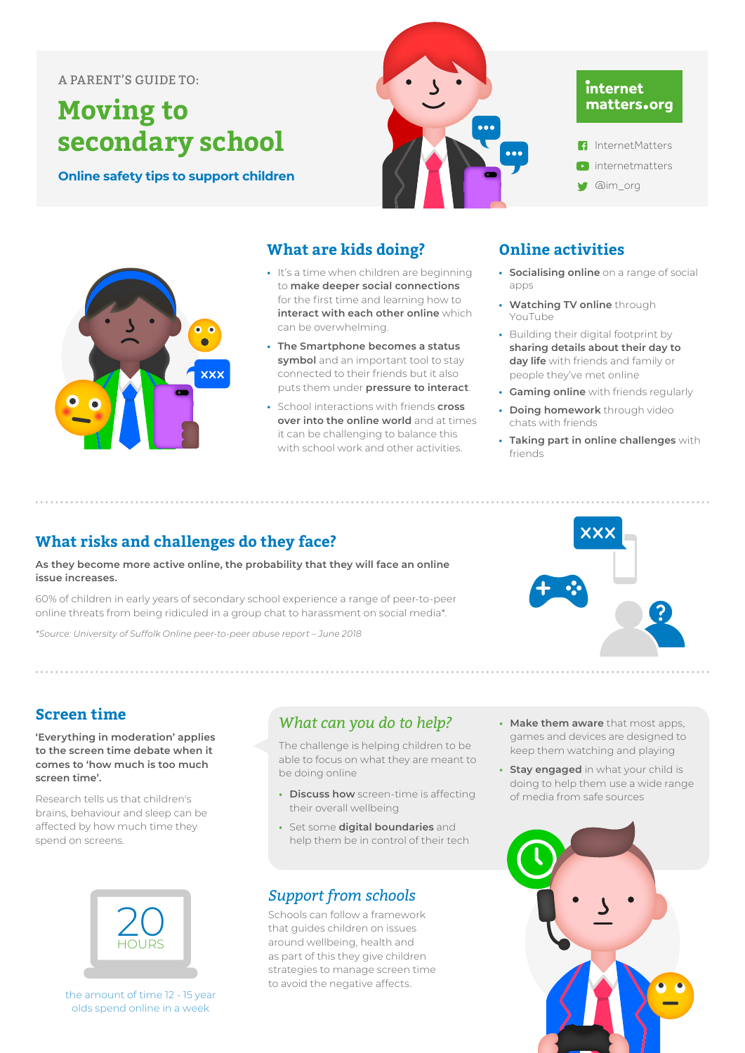A PARENT'S GUIDE TO:

# Moving to secondary school

**Online safety tips to support children**

internet matters.org

InternetMatters

internetmatters

@im_org

## What are kids doing?

- It's a time when children are beginning to **make deeper social connections** for the first time and learning how to **interact with each other online** which can be overwhelming.
- **The Smartphone becomes a status symbol** and an important tool to stay connected to their friends but it also puts them under **pressure to interact**.
- School interactions with friends **cross over into the online world** and at times it can be challenging to balance this with school work and other activities.

## Online activities

- **Socialising online** on a range of social apps
- **Watching TV online** through YouTube
- Building their digital footprint by **sharing details about their day to day life** with friends and family or people they've met online
- **Gaming online** with friends regularly
- **Doing homework** through video chats with friends
- **Taking part in online challenges** with friends

## What risks and challenges do they face?

**As they become more active online, the probability that they will face an online issue increases.**

60% of children in early years of secondary school experience a range of peer-to-peer online threats from being ridiculed in a group chat to harassment on social media*.

*\*Source: University of Suffolk Online peer-to-peer abuse report – June 2018*

## Screen time

**'Everything in moderation' applies to the screen time debate when it comes to 'how much is too much screen time'.**

Research tells us that children's brains, behaviour and sleep can be affected by how much time they spend on screens.

20 HOURS

the amount of time 12 - 15 year olds spend online in a week

### *What can you do to help?*

The challenge is helping children to be able to focus on what they are meant to be doing online

- **Discuss how** screen-time is affecting their overall wellbeing
- Set some **digital boundaries** and help them be in control of their tech
- **Make them aware** that most apps, games and devices are designed to keep them watching and playing
- **Stay engaged** in what your child is doing to help them use a wide range of media from safe sources

### *Support from schools*

Schools can follow a framework that guides children on issues around wellbeing, health and as part of this they give children strategies to manage screen time to avoid the negative affects.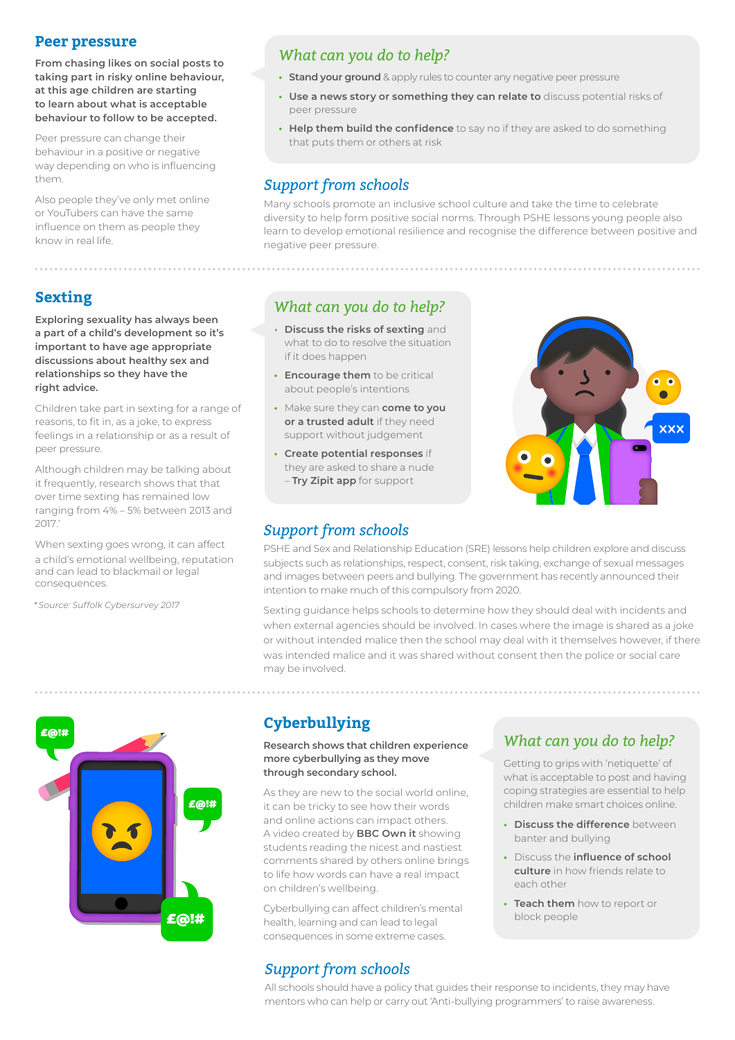## Peer pressure

**From chasing likes on social posts to taking part in risky online behaviour, at this age children are starting to learn about what is acceptable behaviour to follow to be accepted.**

Peer pressure can change their behaviour in a positive or negative way depending on who is influencing them.

Also people they've only met online or YouTubers can have the same influence on them as people they know in real life.

### *What can you do to help?*

- **Stand your ground** & apply rules to counter any negative peer pressure
- **Use a news story or something they can relate to** discuss potential risks of peer pressure
- **Help them build the confidence** to say no if they are asked to do something that puts them or others at risk

### *Support from schools*

Many schools promote an inclusive school culture and take the time to celebrate diversity to help form positive social norms. Through PSHE lessons young people also learn to develop emotional resilience and recognise the difference between positive and negative peer pressure.

## Sexting

**Exploring sexuality has always been a part of a child's development so it's important to have age appropriate discussions about healthy sex and relationships so they have the right advice.**

Children take part in sexting for a range of reasons, to fit in, as a joke, to express feelings in a relationship or as a result of peer pressure.

Although children may be talking about it frequently, research shows that that over time sexting has remained low ranging from 4% – 5% between 2013 and 2017.*

When sexting goes wrong, it can affect a child's emotional wellbeing, reputation and can lead to blackmail or legal consequences.

*\*Source: Suffolk Cybersurvey 2017*

### *What can you do to help?*

- **Discuss the risks of sexting** and what to do to resolve the situation if it does happen
- **Encourage them** to be critical about people's intentions
- Make sure they can **come to you or a trusted adult** if they need support without judgement
- **Create potential responses** if they are asked to share a nude – **Try Zipit app** for support

### *Support from schools*

PSHE and Sex and Relationship Education (SRE) lessons help children explore and discuss subjects such as relationships, respect, consent, risk taking, exchange of sexual messages and images between peers and bullying. The government has recently announced their intention to make much of this compulsory from 2020.

Sexting guidance helps schools to determine how they should deal with incidents and when external agencies should be involved. In cases where the image is shared as a joke or without intended malice then the school may deal with it themselves however, if there was intended malice and it was shared without consent then the police or social care may be involved.

## Cyberbullying

**Research shows that children experience more cyberbullying as they move through secondary school.**

As they are new to the social world online, it can be tricky to see how their words and online actions can impact others. A video created by **BBC Own it** showing students reading the nicest and nastiest comments shared by others online brings to life how words can have a real impact on children's wellbeing.

Cyberbullying can affect children's mental health, learning and can lead to legal consequences in some extreme cases.

### *What can you do to help?*

Getting to grips with 'netiquette' of what is acceptable to post and having coping strategies are essential to help children make smart choices online.

- **Discuss the difference** between banter and bullying
- Discuss the **influence of school culture** in how friends relate to each other
- **Teach them** how to report or block people

### *Support from schools*

All schools should have a policy that guides their response to incidents, they may have mentors who can help or carry out 'Anti-bullying programmers' to raise awareness.